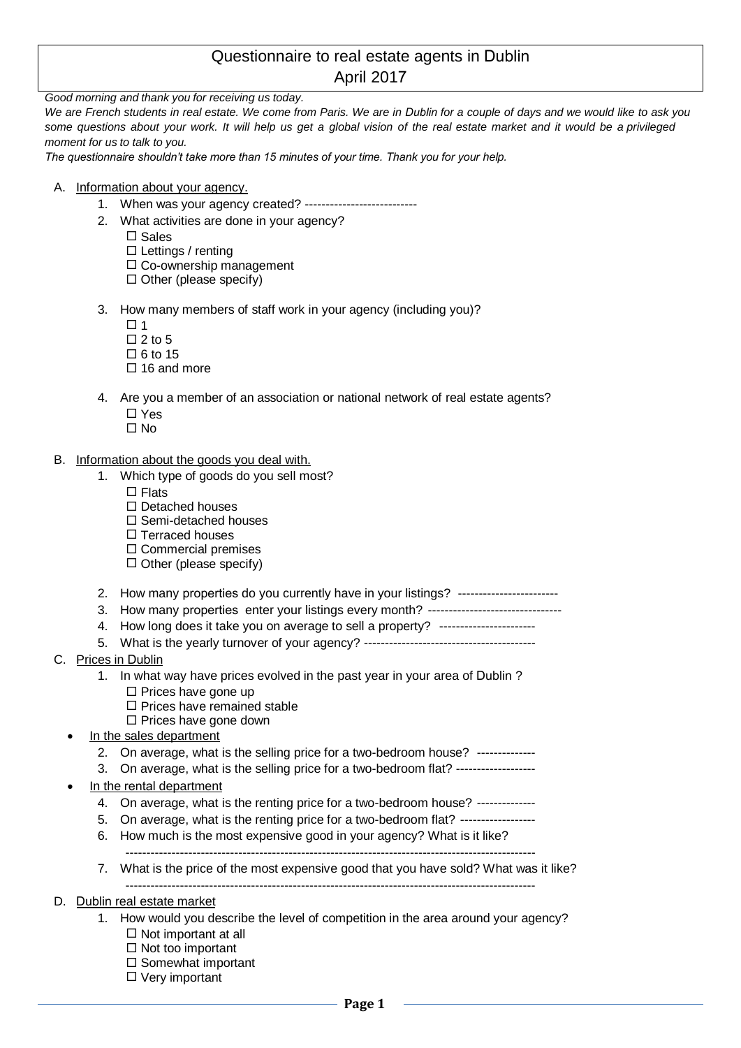# Questionnaire to real estate agents in Dublin
## April 2017

*Good morning and thank you for receiving us today.*
*We are French students in real estate. We come from Paris. We are in Dublin for a couple of days and we would like to ask you some questions about your work. It will help us get a global vision of the real estate market and it would be a privileged moment for us to talk to you.*
*The questionnaire shouldn't take more than 15 minutes of your time. Thank you for your help.*

A. Information about your agency.

1. When was your agency created? ---------------------------
2. What activities are done in your agency?
   - ☐ Sales
   - ☐ Lettings / renting
   - ☐ Co-ownership management
   - ☐ Other (please specify)
3. How many members of staff work in your agency (including you)?
   - ☐ 1
   - ☐ 2 to 5
   - ☐ 6 to 15
   - ☐ 16 and more
4. Are you a member of an association or national network of real estate agents?
   - ☐ Yes
   - ☐ No

B. Information about the goods you deal with.

1. Which type of goods do you sell most?
   - ☐ Flats
   - ☐ Detached houses
   - ☐ Semi-detached houses
   - ☐ Terraced houses
   - ☐ Commercial premises
   - ☐ Other (please specify)
2. How many properties do you currently have in your listings? ------------------------
3. How many properties enter your listings every month? --------------------------------
4. How long does it take you on average to sell a property? -----------------------
5. What is the yearly turnover of your agency? -----------------------------------------

C. Prices in Dublin

1. In what way have prices evolved in the past year in your area of Dublin ?
   - ☐ Prices have gone up
   - ☐ Prices have remained stable
   - ☐ Prices have gone down

- In the sales department

2. On average, what is the selling price for a two-bedroom house? --------------
3. On average, what is the selling price for a two-bedroom flat? -------------------

- In the rental department

4. On average, what is the renting price for a two-bedroom house? --------------
5. On average, what is the renting price for a two-bedroom flat? ------------------
6. How much is the most expensive good in your agency? What is it like?
   -------------------------------------------------------------------------------------------------
7. What is the price of the most expensive good that you have sold? What was it like?
   -------------------------------------------------------------------------------------------------

D. Dublin real estate market

1. How would you describe the level of competition in the area around your agency?
   - ☐ Not important at all
   - ☐ Not too important
   - ☐ Somewhat important
   - ☐ Very important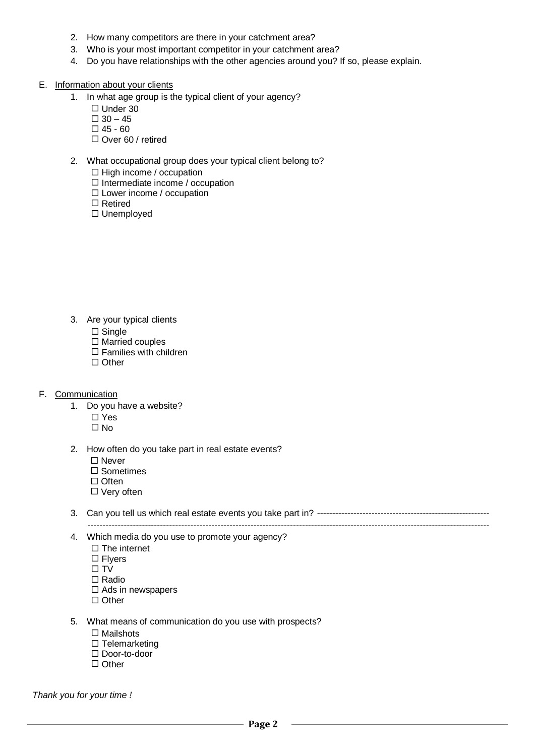2. How many competitors are there in your catchment area?
3. Who is your most important competitor in your catchment area?
4. Do you have relationships with the other agencies around you? If so, please explain.

E. Information about your clients

1. In what age group is the typical client of your agency?
   - ☐ Under 30
   - ☐ 30 – 45
   - ☐ 45 - 60
   - ☐ Over 60 / retired

2. What occupational group does your typical client belong to?
   - ☐ High income / occupation
   - ☐ Intermediate income / occupation
   - ☐ Lower income / occupation
   - ☐ Retired
   - ☐ Unemployed

3. Are your typical clients
   - ☐ Single
   - ☐ Married couples
   - ☐ Families with children
   - ☐ Other

F. Communication

1. Do you have a website?
   - ☐ Yes
   - ☐ No

2. How often do you take part in real estate events?
   - ☐ Never
   - ☐ Sometimes
   - ☐ Often
   - ☐ Very often

3. Can you tell us which real estate events you take part in? --------------------------------------------------------
   ----------------------------------------------------------------------------------------------------------------------------------

4. Which media do you use to promote your agency?
   - ☐ The internet
   - ☐ Flyers
   - ☐ TV
   - ☐ Radio
   - ☐ Ads in newspapers
   - ☐ Other

5. What means of communication do you use with prospects?
   - ☐ Mailshots
   - ☐ Telemarketing
   - ☐ Door-to-door
   - ☐ Other

*Thank you for your time !*